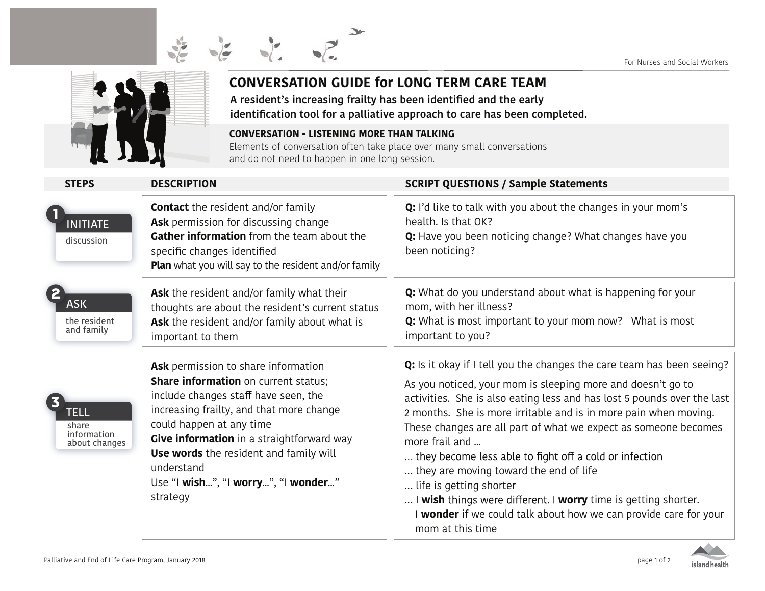For Nurses and Social Workers

# CONVERSATION GUIDE for LONG TERM CARE TEAM

**A resident's increasing frailty has been identified and the early identification tool for a palliative approach to care has been completed.**

**CONVERSATION - LISTENING MORE THAN TALKING**

Elements of conversation often take place over many small conversations and do not need to happen in one long session.

| STEPS | DESCRIPTION | SCRIPT QUESTIONS / Sample Statements |
| --- | --- | --- |
| **1 INITIATE** discussion | **Contact** the resident and/or family<br>**Ask** permission for discussing change<br>**Gather information** from the team about the specific changes identified<br>**Plan** what you will say to the resident and/or family | **Q:** I'd like to talk with you about the changes in your mom's health. Is that OK?<br>**Q:** Have you been noticing change? What changes have you been noticing? |
| **2 ASK** the resident and family | **Ask** the resident and/or family what their thoughts are about the resident's current status<br>**Ask** the resident and/or family about what is important to them | **Q:** What do you understand about what is happening for your mom, with her illness?<br>**Q:** What is most important to your mom now? What is most important to you? |
| **3 TELL** share information about changes | **Ask** permission to share information<br>**Share information** on current status; include changes staff have seen, the increasing frailty, and that more change could happen at any time<br>**Give information** in a straightforward way<br>**Use words** the resident and family will understand<br>Use "I **wish**...", "I **worry**...", "I **wonder**..." strategy | **Q:** Is it okay if I tell you the changes the care team has been seeing?<br>As you noticed, your mom is sleeping more and doesn't go to activities. She is also eating less and has lost 5 pounds over the last 2 months. She is more irritable and is in more pain when moving. These changes are all part of what we expect as someone becomes more frail and ...<br>... they become less able to fight off a cold or infection<br>... they are moving toward the end of life<br>... life is getting shorter<br>... I **wish** things were different. I **worry** time is getting shorter. I **wonder** if we could talk about how we can provide care for your mom at this time |

Palliative and End of Life Care Program, January 2018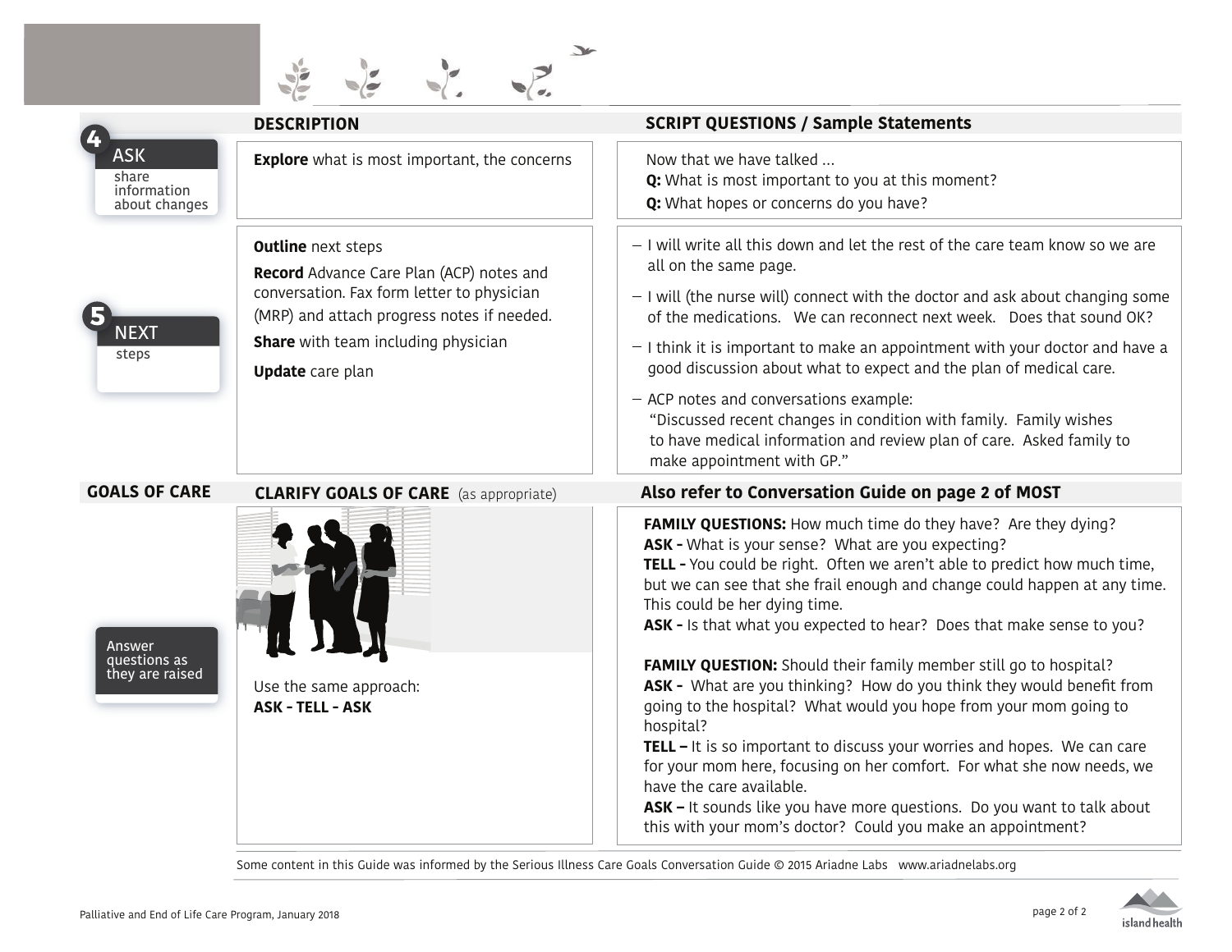| | DESCRIPTION | SCRIPT QUESTIONS / Sample Statements |
|---|---|---|
| **4 ASK** share information about changes | **Explore** what is most important, the concerns | Now that we have talked ...<br>**Q:** What is most important to you at this moment?<br>**Q:** What hopes or concerns do you have? |
| **5 NEXT** steps | **Outline** next steps<br>**Record** Advance Care Plan (ACP) notes and conversation. Fax form letter to physician (MRP) and attach progress notes if needed.<br>**Share** with team including physician<br>**Update** care plan | – I will write all this down and let the rest of the care team know so we are all on the same page.<br>– I will (the nurse will) connect with the doctor and ask about changing some of the medications. We can reconnect next week. Does that sound OK?<br>– I think it is important to make an appointment with your doctor and have a good discussion about what to expect and the plan of medical care.<br>– ACP notes and conversations example: "Discussed recent changes in condition with family. Family wishes to have medical information and review plan of care. Asked family to make appointment with GP." |
| **GOALS OF CARE** | **CLARIFY GOALS OF CARE** (as appropriate) | **Also refer to Conversation Guide on page 2 of MOST** |
| Answer questions as they are raised | Use the same approach:<br>**ASK - TELL - ASK** | **FAMILY QUESTIONS:** How much time do they have? Are they dying?<br>**ASK -** What is your sense? What are you expecting?<br>**TELL -** You could be right. Often we aren't able to predict how much time, but we can see that she frail enough and change could happen at any time. This could be her dying time.<br>**ASK -** Is that what you expected to hear? Does that make sense to you?<br><br>**FAMILY QUESTION:** Should their family member still go to hospital?<br>**ASK -** What are you thinking? How do you think they would benefit from going to the hospital? What would you hope from your mom going to hospital?<br>**TELL –** It is so important to discuss your worries and hopes. We can care for your mom here, focusing on her comfort. For what she now needs, we have the care available.<br>**ASK –** It sounds like you have more questions. Do you want to talk about this with your mom's doctor? Could you make an appointment? |

Some content in this Guide was informed by the Serious Illness Care Goals Conversation Guide © 2015 Ariadne Labs www.ariadnelabs.org

Palliative and End of Life Care Program, January 2018

island health